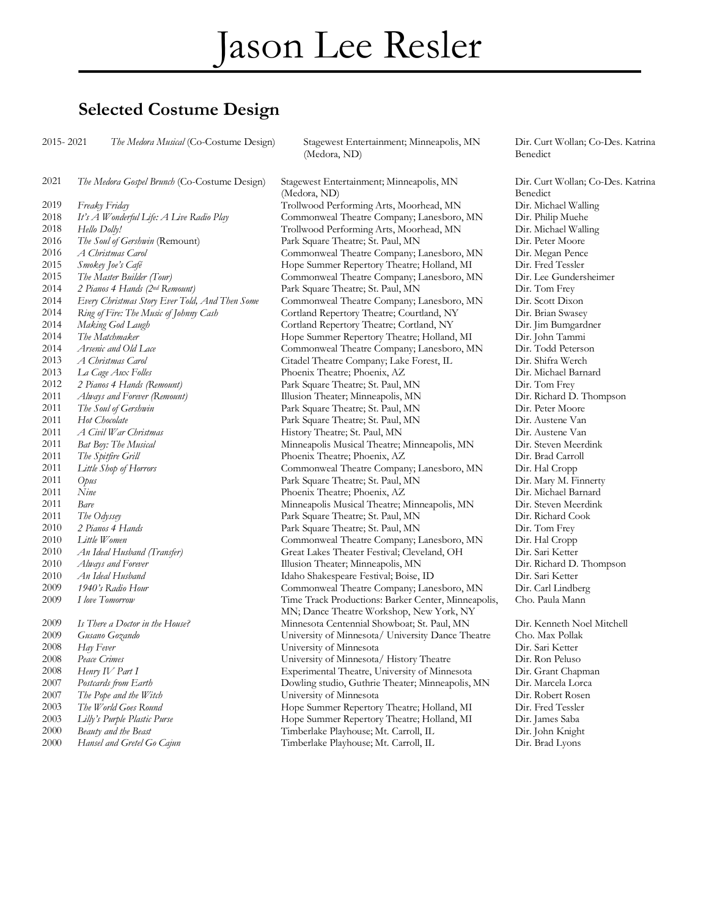# Jason Lee Resler

## Selected Costume Design

| Year | Production | Theatre | Director |
|---|---|---|---|
| 2015- 2021 | *The Medora Musical* (Co-Costume Design) | Stagewest Entertainment; Minneapolis, MN (Medora, ND) | Dir. Curt Wollan; Co-Des. Katrina Benedict |
| 2021 | *The Medora Gospel Brunch* (Co-Costume Design) | Stagewest Entertainment; Minneapolis, MN (Medora, ND) | Dir. Curt Wollan; Co-Des. Katrina Benedict |
| 2019 | *Freaky Friday* | Trollwood Performing Arts, Moorhead, MN | Dir. Michael Walling |
| 2018 | *It's A Wonderful Life: A Live Radio Play* | Commonweal Theatre Company; Lanesboro, MN | Dir. Philip Muehe |
| 2018 | *Hello Dolly!* | Trollwood Performing Arts, Moorhead, MN | Dir. Michael Walling |
| 2016 | *The Soul of Gershwin* (Remount) | Park Square Theatre; St. Paul, MN | Dir. Peter Moore |
| 2016 | *A Christmas Carol* | Commonweal Theatre Company; Lanesboro, MN | Dir. Megan Pence |
| 2015 | *Smokey Joe's Café* | Hope Summer Repertory Theatre; Holland, MI | Dir. Fred Tessler |
| 2015 | *The Master Builder (Tour)* | Commonweal Theatre Company; Lanesboro, MN | Dir. Lee Gundersheimer |
| 2014 | *2 Pianos 4 Hands (2nd Remount)* | Park Square Theatre; St. Paul, MN | Dir. Tom Frey |
| 2014 | *Every Christmas Story Ever Told, And Then Some* | Commonweal Theatre Company; Lanesboro, MN | Dir. Scott Dixon |
| 2014 | *Ring of Fire: The Music of Johnny Cash* | Cortland Repertory Theatre; Courtland, NY | Dir. Brian Swasey |
| 2014 | *Making God Laugh* | Cortland Repertory Theatre; Cortland, NY | Dir. Jim Bumgardner |
| 2014 | *The Matchmaker* | Hope Summer Repertory Theatre; Holland, MI | Dir. John Tammi |
| 2014 | *Arsenic and Old Lace* | Commonweal Theatre Company; Lanesboro, MN | Dir. Todd Peterson |
| 2013 | *A Christmas Carol* | Citadel Theatre Company; Lake Forest, IL | Dir. Shifra Werch |
| 2013 | *La Cage Aux Folles* | Phoenix Theatre; Phoenix, AZ | Dir. Michael Barnard |
| 2012 | *2 Pianos 4 Hands (Remount)* | Park Square Theatre; St. Paul, MN | Dir. Tom Frey |
| 2011 | *Always and Forever (Remount)* | Illusion Theater; Minneapolis, MN | Dir. Richard D. Thompson |
| 2011 | *The Soul of Gershwin* | Park Square Theatre; St. Paul, MN | Dir. Peter Moore |
| 2011 | *Hot Chocolate* | Park Square Theatre; St. Paul, MN | Dir. Austene Van |
| 2011 | *A Civil War Christmas* | History Theatre; St. Paul, MN | Dir. Austene Van |
| 2011 | *Bat Boy: The Musical* | Minneapolis Musical Theatre; Minneapolis, MN | Dir. Steven Meerdink |
| 2011 | *The Spitfire Grill* | Phoenix Theatre; Phoenix, AZ | Dir. Brad Carroll |
| 2011 | *Little Shop of Horrors* | Commonweal Theatre Company; Lanesboro, MN | Dir. Hal Cropp |
| 2011 | *Opus* | Park Square Theatre; St. Paul, MN | Dir. Mary M. Finnerty |
| 2011 | *Nine* | Phoenix Theatre; Phoenix, AZ | Dir. Michael Barnard |
| 2011 | *Bare* | Minneapolis Musical Theatre; Minneapolis, MN | Dir. Steven Meerdink |
| 2011 | *The Odyssey* | Park Square Theatre; St. Paul, MN | Dir. Richard Cook |
| 2010 | *2 Pianos 4 Hands* | Park Square Theatre; St. Paul, MN | Dir. Tom Frey |
| 2010 | *Little Women* | Commonweal Theatre Company; Lanesboro, MN | Dir. Hal Cropp |
| 2010 | *An Ideal Husband (Transfer)* | Great Lakes Theater Festival; Cleveland, OH | Dir. Sari Ketter |
| 2010 | *Always and Forever* | Illusion Theater; Minneapolis, MN | Dir. Richard D. Thompson |
| 2010 | *An Ideal Husband* | Idaho Shakespeare Festival; Boise, ID | Dir. Sari Ketter |
| 2009 | *1940's Radio Hour* | Commonweal Theatre Company; Lanesboro, MN | Dir. Carl Lindberg |
| 2009 | *I love Tomorrow* | Time Track Productions: Barker Center, Minneapolis, MN; Dance Theatre Workshop, New York, NY | Cho. Paula Mann |
| 2009 | *Is There a Doctor in the House?* | Minnesota Centennial Showboat; St. Paul, MN | Dir. Kenneth Noel Mitchell |
| 2009 | *Gusano Gozando* | University of Minnesota/ University Dance Theatre | Cho. Max Pollak |
| 2008 | *Hay Fever* | University of Minnesota | Dir. Sari Ketter |
| 2008 | *Peace Crimes* | University of Minnesota/ History Theatre | Dir. Ron Peluso |
| 2008 | *Henry IV Part I* | Experimental Theatre, University of Minnesota | Dir. Grant Chapman |
| 2007 | *Postcards from Earth* | Dowling studio, Guthrie Theater; Minneapolis, MN | Dir. Marcela Lorca |
| 2007 | *The Pope and the Witch* | University of Minnesota | Dir. Robert Rosen |
| 2003 | *The World Goes Round* | Hope Summer Repertory Theatre; Holland, MI | Dir. Fred Tessler |
| 2003 | *Lilly's Purple Plastic Purse* | Hope Summer Repertory Theatre; Holland, MI | Dir. James Saba |
| 2000 | *Beauty and the Beast* | Timberlake Playhouse; Mt. Carroll, IL | Dir. John Knight |
| 2000 | *Hansel and Gretel Go Cajun* | Timberlake Playhouse; Mt. Carroll, IL | Dir. Brad Lyons |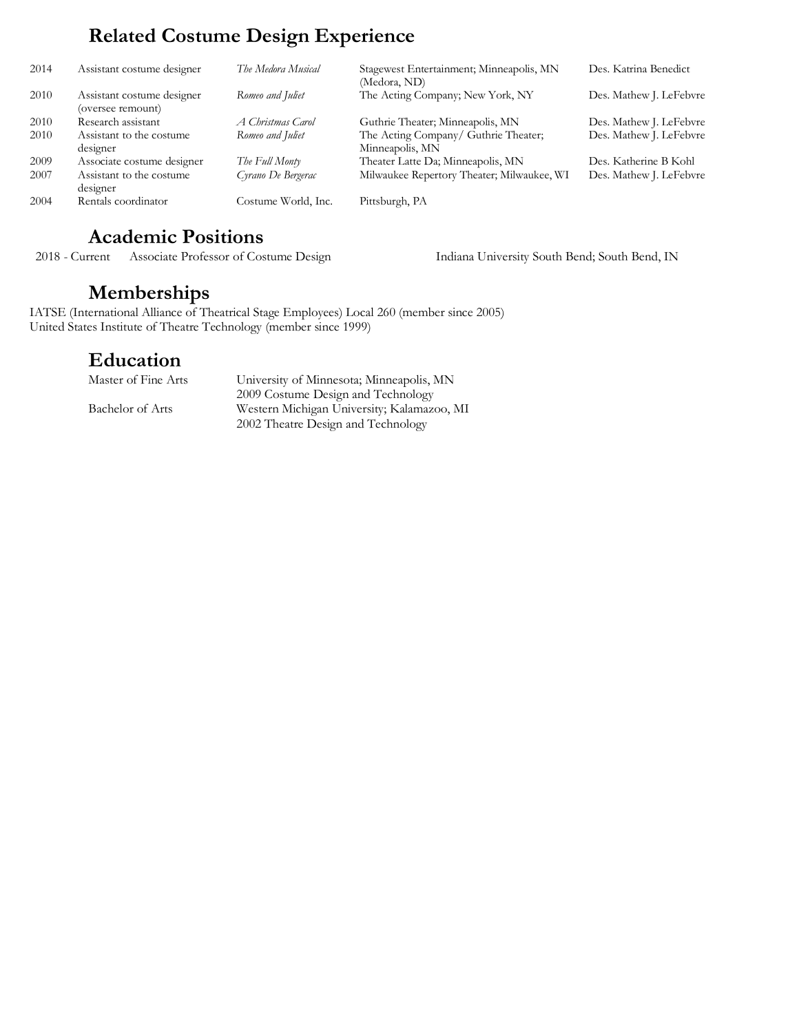## Related Costume Design Experience

| | | | | |
|---|---|---|---|---|
| 2014 | Assistant costume designer | *The Medora Musical* | Stagewest Entertainment; Minneapolis, MN (Medora, ND) | Des. Katrina Benedict |
| 2010 | Assistant costume designer (oversee remount) | *Romeo and Juliet* | The Acting Company; New York, NY | Des. Mathew J. LeFebvre |
| 2010 | Research assistant | *A Christmas Carol* | Guthrie Theater; Minneapolis, MN | Des. Mathew J. LeFebvre |
| 2010 | Assistant to the costume designer | *Romeo and Juliet* | The Acting Company/ Guthrie Theater; Minneapolis, MN | Des. Mathew J. LeFebvre |
| 2009 | Associate costume designer | *The Full Monty* | Theater Latte Da; Minneapolis, MN | Des. Katherine B Kohl |
| 2007 | Assistant to the costume designer | *Cyrano De Bergerac* | Milwaukee Repertory Theater; Milwaukee, WI | Des. Mathew J. LeFebvre |
| 2004 | Rentals coordinator | Costume World, Inc. | Pittsburgh, PA | |

## Academic Positions

| | | |
|---|---|---|
| 2018 - Current | Associate Professor of Costume Design | Indiana University South Bend; South Bend, IN |

## Memberships

IATSE (International Alliance of Theatrical Stage Employees) Local 260 (member since 2005)
United States Institute of Theatre Technology (member since 1999)

## Education

| | |
|---|---|
| Master of Fine Arts | University of Minnesota; Minneapolis, MN<br>2009 Costume Design and Technology |
| Bachelor of Arts | Western Michigan University; Kalamazoo, MI<br>2002 Theatre Design and Technology |